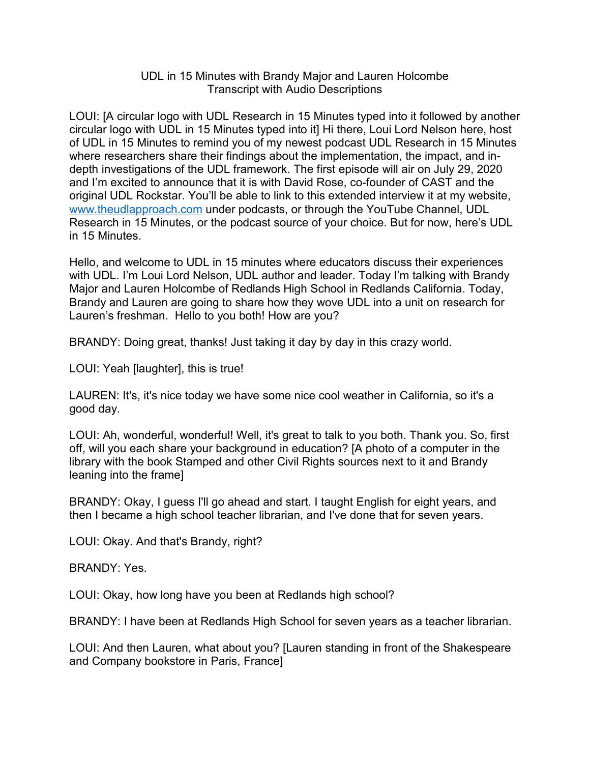UDL in 15 Minutes with Brandy Major and Lauren Holcombe
Transcript with Audio Descriptions

LOUI: [A circular logo with UDL Research in 15 Minutes typed into it followed by another circular logo with UDL in 15 Minutes typed into it] Hi there, Loui Lord Nelson here, host of UDL in 15 Minutes to remind you of my newest podcast UDL Research in 15 Minutes where researchers share their findings about the implementation, the impact, and in-depth investigations of the UDL framework. The first episode will air on July 29, 2020 and I'm excited to announce that it is with David Rose, co-founder of CAST and the original UDL Rockstar. You'll be able to link to this extended interview it at my website, [www.theudlapproach.com](http://www.theudlapproach.com) under podcasts, or through the YouTube Channel, UDL Research in 15 Minutes, or the podcast source of your choice. But for now, here's UDL in 15 Minutes.

Hello, and welcome to UDL in 15 minutes where educators discuss their experiences with UDL. I'm Loui Lord Nelson, UDL author and leader. Today I'm talking with Brandy Major and Lauren Holcombe of Redlands High School in Redlands California. Today, Brandy and Lauren are going to share how they wove UDL into a unit on research for Lauren's freshman. Hello to you both! How are you?

BRANDY: Doing great, thanks! Just taking it day by day in this crazy world.

LOUI: Yeah [laughter], this is true!

LAUREN: It's, it's nice today we have some nice cool weather in California, so it's a good day.

LOUI: Ah, wonderful, wonderful! Well, it's great to talk to you both. Thank you. So, first off, will you each share your background in education? [A photo of a computer in the library with the book Stamped and other Civil Rights sources next to it and Brandy leaning into the frame]

BRANDY: Okay, I guess I'll go ahead and start. I taught English for eight years, and then I became a high school teacher librarian, and I've done that for seven years.

LOUI: Okay. And that's Brandy, right?

BRANDY: Yes.

LOUI: Okay, how long have you been at Redlands high school?

BRANDY: I have been at Redlands High School for seven years as a teacher librarian.

LOUI: And then Lauren, what about you? [Lauren standing in front of the Shakespeare and Company bookstore in Paris, France]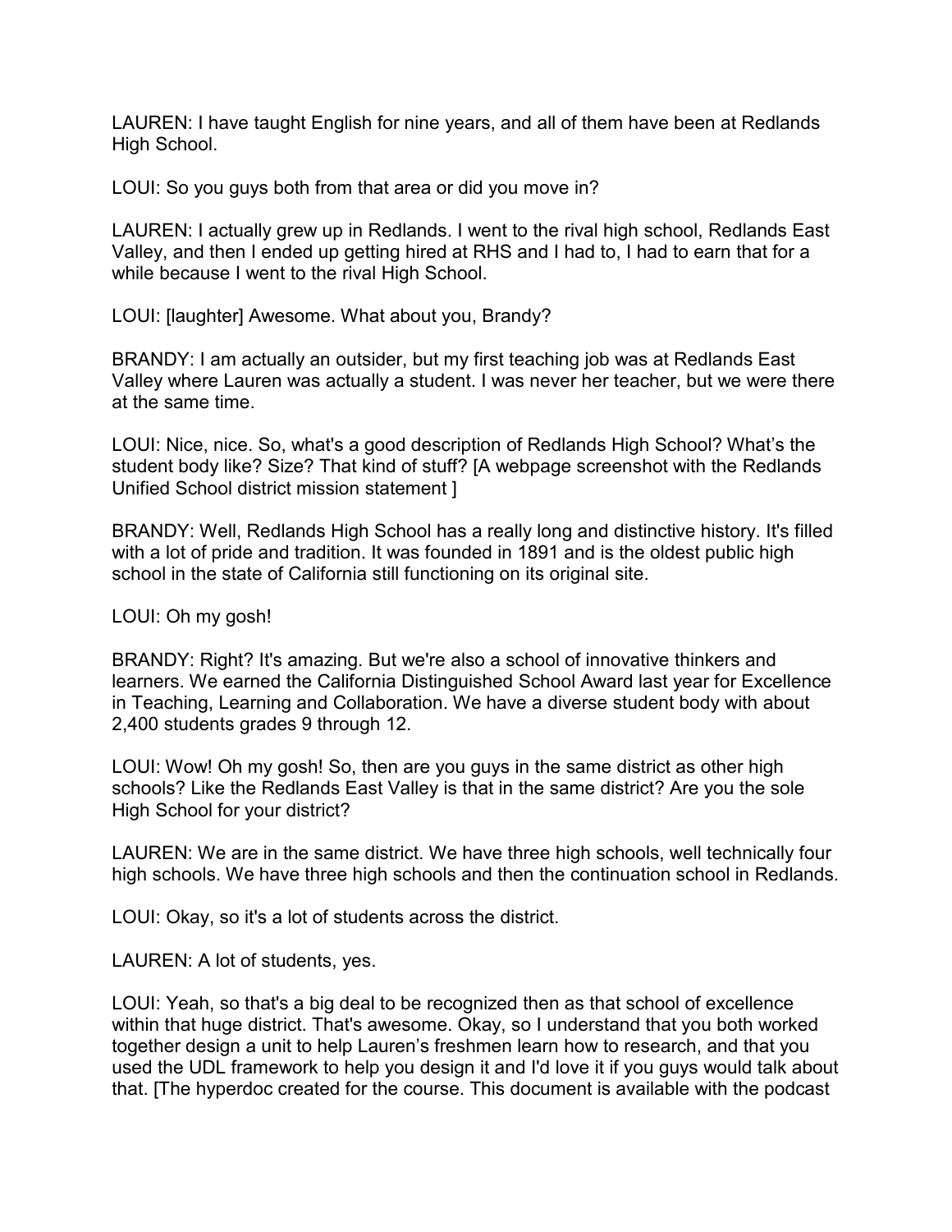LAUREN: I have taught English for nine years, and all of them have been at Redlands High School.

LOUI: So you guys both from that area or did you move in?

LAUREN: I actually grew up in Redlands. I went to the rival high school, Redlands East Valley, and then I ended up getting hired at RHS and I had to, I had to earn that for a while because I went to the rival High School.

LOUI: [laughter] Awesome. What about you, Brandy?

BRANDY: I am actually an outsider, but my first teaching job was at Redlands East Valley where Lauren was actually a student. I was never her teacher, but we were there at the same time.

LOUI: Nice, nice. So, what's a good description of Redlands High School? What's the student body like? Size? That kind of stuff? [A webpage screenshot with the Redlands Unified School district mission statement ]

BRANDY: Well, Redlands High School has a really long and distinctive history. It's filled with a lot of pride and tradition. It was founded in 1891 and is the oldest public high school in the state of California still functioning on its original site.

LOUI: Oh my gosh!

BRANDY: Right? It's amazing. But we're also a school of innovative thinkers and learners. We earned the California Distinguished School Award last year for Excellence in Teaching, Learning and Collaboration. We have a diverse student body with about 2,400 students grades 9 through 12.

LOUI: Wow! Oh my gosh! So, then are you guys in the same district as other high schools? Like the Redlands East Valley is that in the same district? Are you the sole High School for your district?

LAUREN: We are in the same district. We have three high schools, well technically four high schools. We have three high schools and then the continuation school in Redlands.

LOUI: Okay, so it's a lot of students across the district.

LAUREN: A lot of students, yes.

LOUI: Yeah, so that's a big deal to be recognized then as that school of excellence within that huge district. That's awesome. Okay, so I understand that you both worked together design a unit to help Lauren's freshmen learn how to research, and that you used the UDL framework to help you design it and I'd love it if you guys would talk about that. [The hyperdoc created for the course. This document is available with the podcast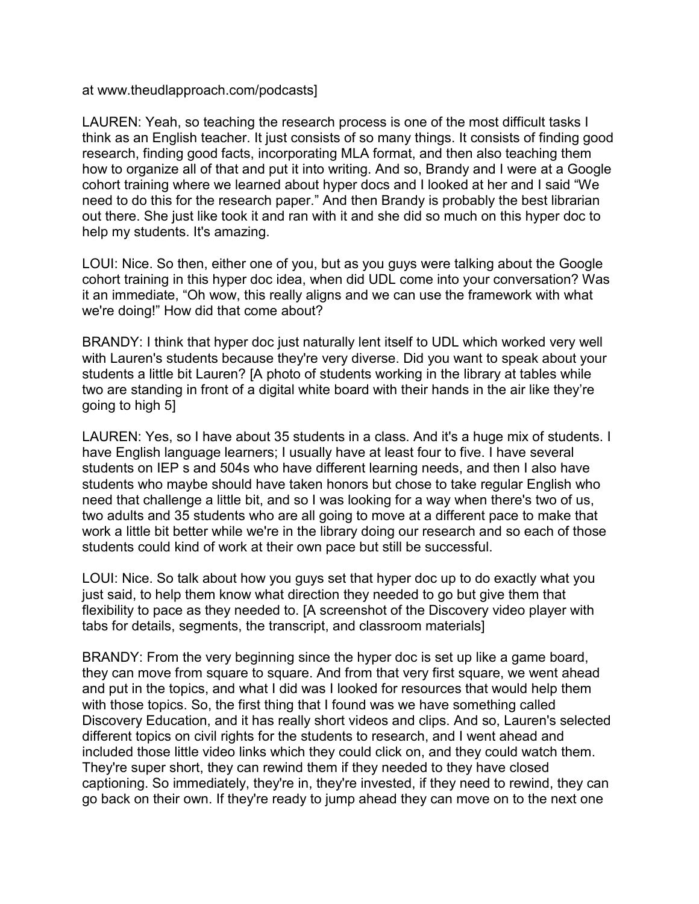at www.theudlapproach.com/podcasts]

LAUREN: Yeah, so teaching the research process is one of the most difficult tasks I think as an English teacher. It just consists of so many things. It consists of finding good research, finding good facts, incorporating MLA format, and then also teaching them how to organize all of that and put it into writing. And so, Brandy and I were at a Google cohort training where we learned about hyper docs and I looked at her and I said "We need to do this for the research paper." And then Brandy is probably the best librarian out there. She just like took it and ran with it and she did so much on this hyper doc to help my students. It's amazing.

LOUI: Nice. So then, either one of you, but as you guys were talking about the Google cohort training in this hyper doc idea, when did UDL come into your conversation? Was it an immediate, "Oh wow, this really aligns and we can use the framework with what we're doing!" How did that come about?

BRANDY: I think that hyper doc just naturally lent itself to UDL which worked very well with Lauren's students because they're very diverse. Did you want to speak about your students a little bit Lauren? [A photo of students working in the library at tables while two are standing in front of a digital white board with their hands in the air like they're going to high 5]

LAUREN: Yes, so I have about 35 students in a class. And it's a huge mix of students. I have English language learners; I usually have at least four to five. I have several students on IEP s and 504s who have different learning needs, and then I also have students who maybe should have taken honors but chose to take regular English who need that challenge a little bit, and so I was looking for a way when there's two of us, two adults and 35 students who are all going to move at a different pace to make that work a little bit better while we're in the library doing our research and so each of those students could kind of work at their own pace but still be successful.

LOUI: Nice. So talk about how you guys set that hyper doc up to do exactly what you just said, to help them know what direction they needed to go but give them that flexibility to pace as they needed to. [A screenshot of the Discovery video player with tabs for details, segments, the transcript, and classroom materials]

BRANDY: From the very beginning since the hyper doc is set up like a game board, they can move from square to square. And from that very first square, we went ahead and put in the topics, and what I did was I looked for resources that would help them with those topics. So, the first thing that I found was we have something called Discovery Education, and it has really short videos and clips. And so, Lauren's selected different topics on civil rights for the students to research, and I went ahead and included those little video links which they could click on, and they could watch them. They're super short, they can rewind them if they needed to they have closed captioning. So immediately, they're in, they're invested, if they need to rewind, they can go back on their own. If they're ready to jump ahead they can move on to the next one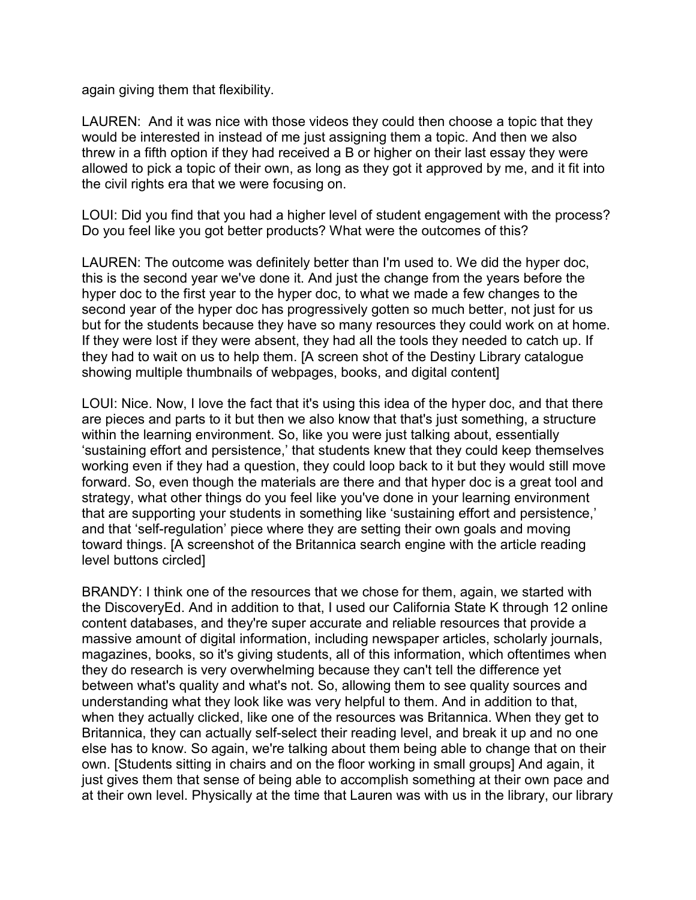again giving them that flexibility.

LAUREN: And it was nice with those videos they could then choose a topic that they would be interested in instead of me just assigning them a topic. And then we also threw in a fifth option if they had received a B or higher on their last essay they were allowed to pick a topic of their own, as long as they got it approved by me, and it fit into the civil rights era that we were focusing on.

LOUI: Did you find that you had a higher level of student engagement with the process? Do you feel like you got better products? What were the outcomes of this?

LAUREN: The outcome was definitely better than I'm used to. We did the hyper doc, this is the second year we've done it. And just the change from the years before the hyper doc to the first year to the hyper doc, to what we made a few changes to the second year of the hyper doc has progressively gotten so much better, not just for us but for the students because they have so many resources they could work on at home. If they were lost if they were absent, they had all the tools they needed to catch up. If they had to wait on us to help them. [A screen shot of the Destiny Library catalogue showing multiple thumbnails of webpages, books, and digital content]

LOUI: Nice. Now, I love the fact that it's using this idea of the hyper doc, and that there are pieces and parts to it but then we also know that that's just something, a structure within the learning environment. So, like you were just talking about, essentially 'sustaining effort and persistence,' that students knew that they could keep themselves working even if they had a question, they could loop back to it but they would still move forward. So, even though the materials are there and that hyper doc is a great tool and strategy, what other things do you feel like you've done in your learning environment that are supporting your students in something like 'sustaining effort and persistence,' and that 'self-regulation' piece where they are setting their own goals and moving toward things. [A screenshot of the Britannica search engine with the article reading level buttons circled]

BRANDY: I think one of the resources that we chose for them, again, we started with the DiscoveryEd. And in addition to that, I used our California State K through 12 online content databases, and they're super accurate and reliable resources that provide a massive amount of digital information, including newspaper articles, scholarly journals, magazines, books, so it's giving students, all of this information, which oftentimes when they do research is very overwhelming because they can't tell the difference yet between what's quality and what's not. So, allowing them to see quality sources and understanding what they look like was very helpful to them. And in addition to that, when they actually clicked, like one of the resources was Britannica. When they get to Britannica, they can actually self-select their reading level, and break it up and no one else has to know. So again, we're talking about them being able to change that on their own. [Students sitting in chairs and on the floor working in small groups] And again, it just gives them that sense of being able to accomplish something at their own pace and at their own level. Physically at the time that Lauren was with us in the library, our library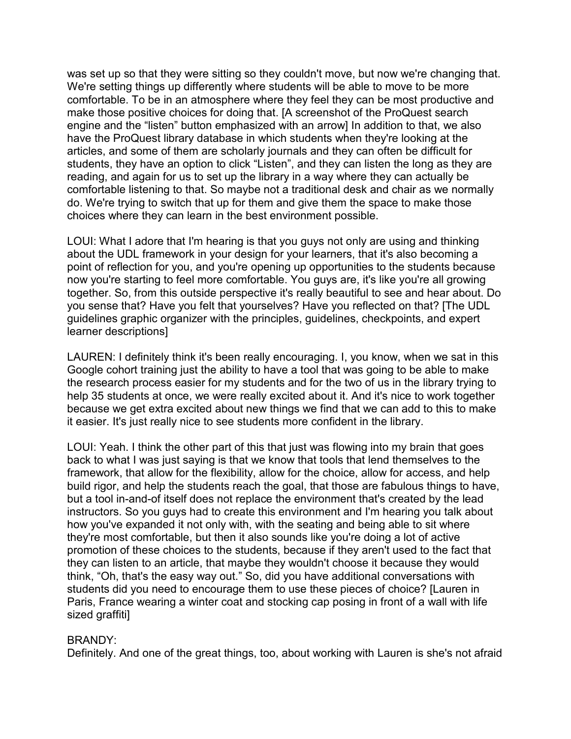was set up so that they were sitting so they couldn't move, but now we're changing that. We're setting things up differently where students will be able to move to be more comfortable. To be in an atmosphere where they feel they can be most productive and make those positive choices for doing that. [A screenshot of the ProQuest search engine and the "listen" button emphasized with an arrow] In addition to that, we also have the ProQuest library database in which students when they're looking at the articles, and some of them are scholarly journals and they can often be difficult for students, they have an option to click "Listen", and they can listen the long as they are reading, and again for us to set up the library in a way where they can actually be comfortable listening to that. So maybe not a traditional desk and chair as we normally do. We're trying to switch that up for them and give them the space to make those choices where they can learn in the best environment possible.

LOUI: What I adore that I'm hearing is that you guys not only are using and thinking about the UDL framework in your design for your learners, that it's also becoming a point of reflection for you, and you're opening up opportunities to the students because now you're starting to feel more comfortable. You guys are, it's like you're all growing together. So, from this outside perspective it's really beautiful to see and hear about. Do you sense that? Have you felt that yourselves? Have you reflected on that? [The UDL guidelines graphic organizer with the principles, guidelines, checkpoints, and expert learner descriptions]

LAUREN: I definitely think it's been really encouraging. I, you know, when we sat in this Google cohort training just the ability to have a tool that was going to be able to make the research process easier for my students and for the two of us in the library trying to help 35 students at once, we were really excited about it. And it's nice to work together because we get extra excited about new things we find that we can add to this to make it easier. It's just really nice to see students more confident in the library.

LOUI: Yeah. I think the other part of this that just was flowing into my brain that goes back to what I was just saying is that we know that tools that lend themselves to the framework, that allow for the flexibility, allow for the choice, allow for access, and help build rigor, and help the students reach the goal, that those are fabulous things to have, but a tool in-and-of itself does not replace the environment that's created by the lead instructors. So you guys had to create this environment and I'm hearing you talk about how you've expanded it not only with, with the seating and being able to sit where they're most comfortable, but then it also sounds like you're doing a lot of active promotion of these choices to the students, because if they aren't used to the fact that they can listen to an article, that maybe they wouldn't choose it because they would think, "Oh, that's the easy way out." So, did you have additional conversations with students did you need to encourage them to use these pieces of choice? [Lauren in Paris, France wearing a winter coat and stocking cap posing in front of a wall with life sized graffiti]

BRANDY:
Definitely. And one of the great things, too, about working with Lauren is she's not afraid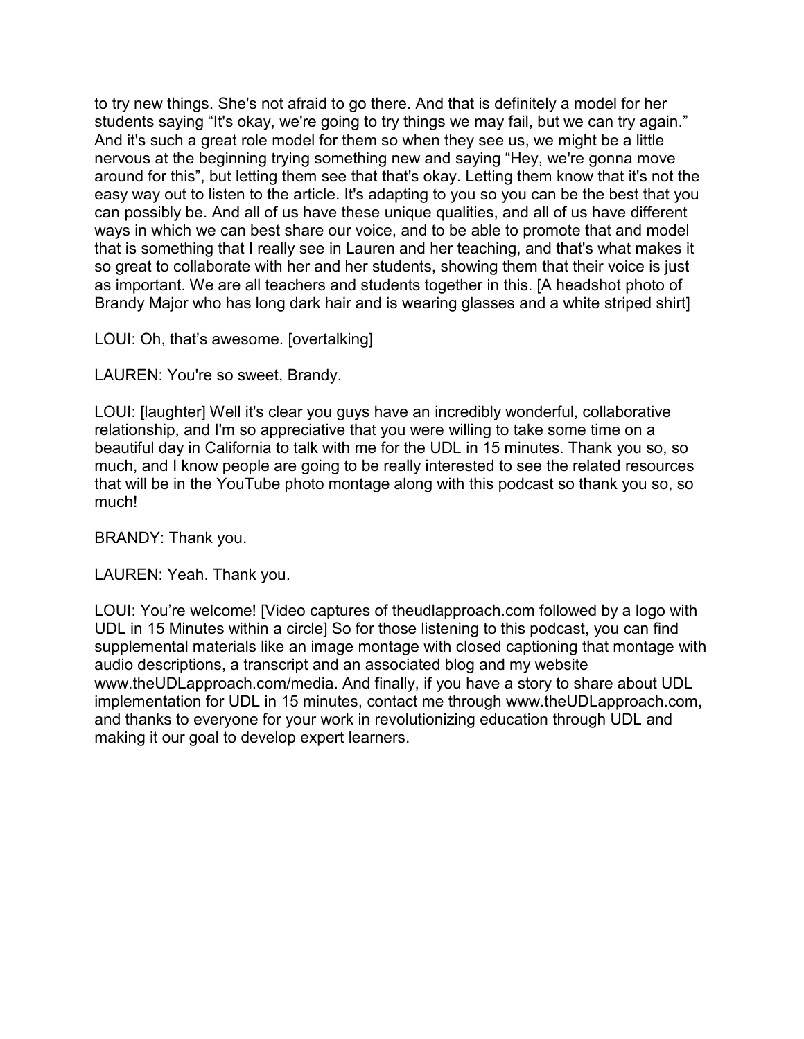to try new things. She's not afraid to go there. And that is definitely a model for her students saying "It's okay, we're going to try things we may fail, but we can try again." And it's such a great role model for them so when they see us, we might be a little nervous at the beginning trying something new and saying "Hey, we're gonna move around for this", but letting them see that that's okay. Letting them know that it's not the easy way out to listen to the article. It's adapting to you so you can be the best that you can possibly be. And all of us have these unique qualities, and all of us have different ways in which we can best share our voice, and to be able to promote that and model that is something that I really see in Lauren and her teaching, and that's what makes it so great to collaborate with her and her students, showing them that their voice is just as important. We are all teachers and students together in this. [A headshot photo of Brandy Major who has long dark hair and is wearing glasses and a white striped shirt]

LOUI: Oh, that's awesome. [overtalking]

LAUREN: You're so sweet, Brandy.

LOUI: [laughter] Well it's clear you guys have an incredibly wonderful, collaborative relationship, and I'm so appreciative that you were willing to take some time on a beautiful day in California to talk with me for the UDL in 15 minutes. Thank you so, so much, and I know people are going to be really interested to see the related resources that will be in the YouTube photo montage along with this podcast so thank you so, so much!

BRANDY: Thank you.

LAUREN: Yeah. Thank you.

LOUI: You're welcome! [Video captures of theudlapproach.com followed by a logo with UDL in 15 Minutes within a circle] So for those listening to this podcast, you can find supplemental materials like an image montage with closed captioning that montage with audio descriptions, a transcript and an associated blog and my website www.theUDLapproach.com/media. And finally, if you have a story to share about UDL implementation for UDL in 15 minutes, contact me through www.theUDLapproach.com, and thanks to everyone for your work in revolutionizing education through UDL and making it our goal to develop expert learners.